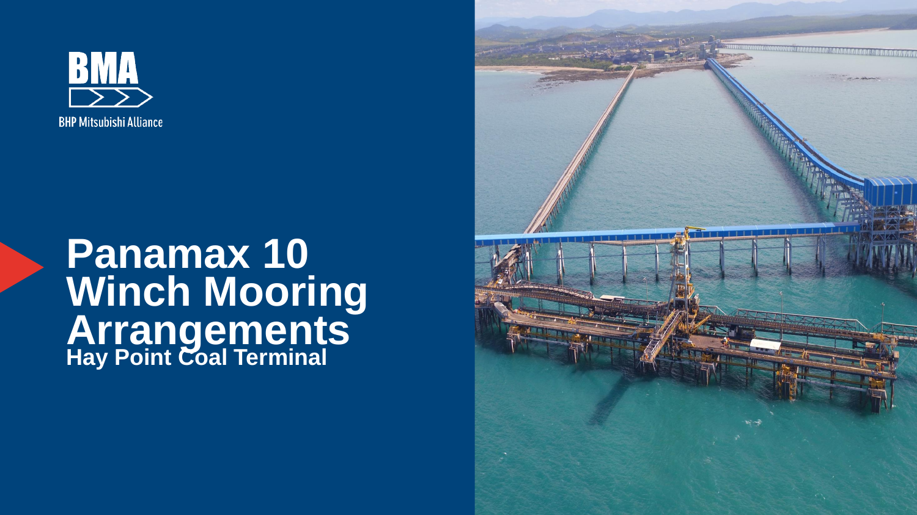BMA

BHP Mitsubishi Alliance

# Panamax 10 Winch Mooring Arrangements

## Hay Point Coal Terminal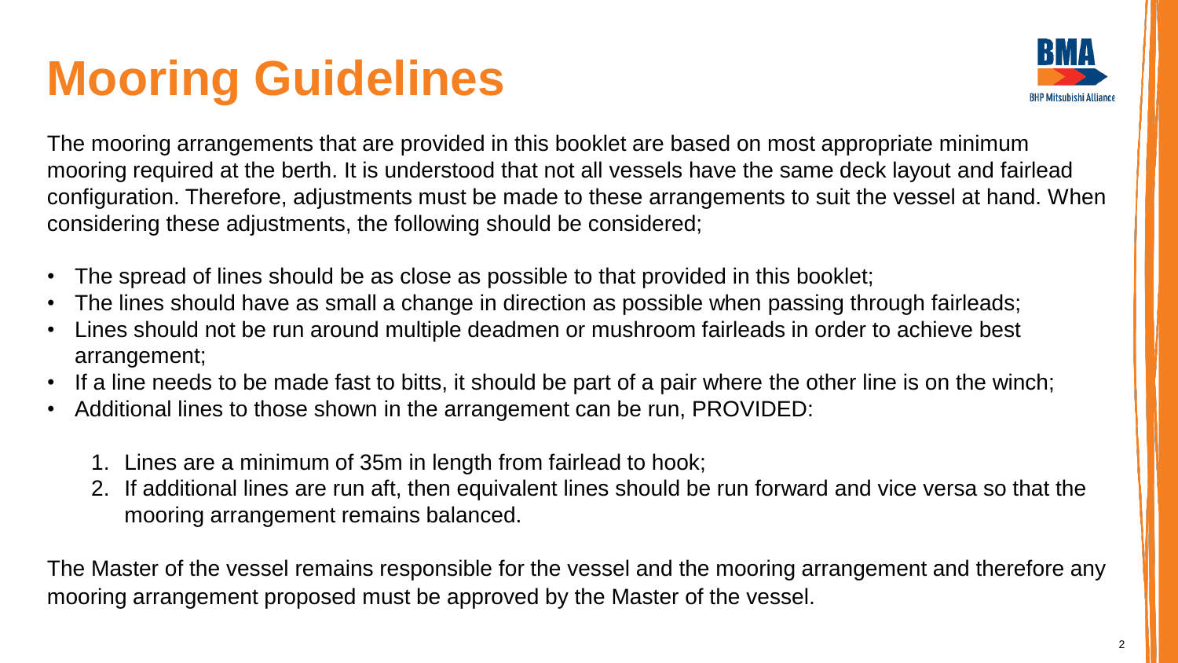# Mooring Guidelines

The mooring arrangements that are provided in this booklet are based on most appropriate minimum mooring required at the berth. It is understood that not all vessels have the same deck layout and fairlead configuration. Therefore, adjustments must be made to these arrangements to suit the vessel at hand. When considering these adjustments, the following should be considered;

- The spread of lines should be as close as possible to that provided in this booklet;
- The lines should have as small a change in direction as possible when passing through fairleads;
- Lines should not be run around multiple deadmen or mushroom fairleads in order to achieve best arrangement;
- If a line needs to be made fast to bitts, it should be part of a pair where the other line is on the winch;
- Additional lines to those shown in the arrangement can be run, PROVIDED:

  1. Lines are a minimum of 35m in length from fairlead to hook;
  2. If additional lines are run aft, then equivalent lines should be run forward and vice versa so that the mooring arrangement remains balanced.

The Master of the vessel remains responsible for the vessel and the mooring arrangement and therefore any mooring arrangement proposed must be approved by the Master of the vessel.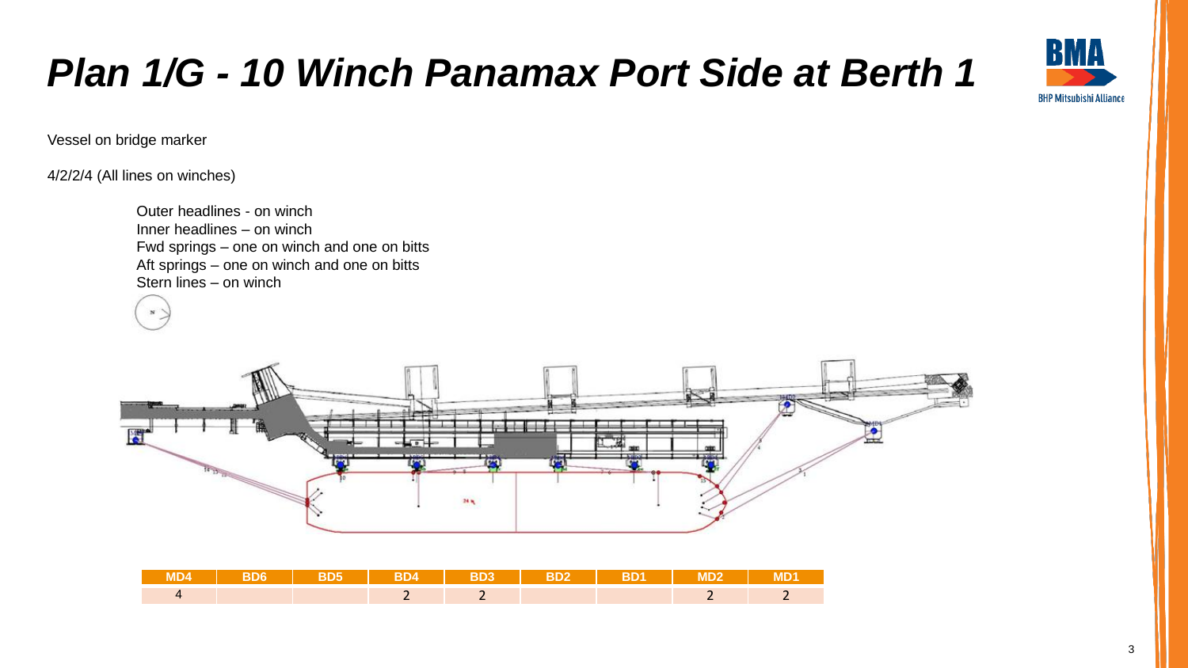# Plan 1/G - 10 Winch Panamax Port Side at Berth 1

Vessel on bridge marker

4/2/2/4 (All lines on winches)

Outer headlines - on winch
Inner headlines – on winch
Fwd springs – one on winch and one on bitts
Aft springs – one on winch and one on bitts
Stern lines – on winch

| MD4 | BD6 | BD5 | BD4 | BD3 | BD2 | BD1 | MD2 | MD1 |
|---|---|---|---|---|---|---|---|---|
| 4 | | | 2 | 2 | | | 2 | 2 |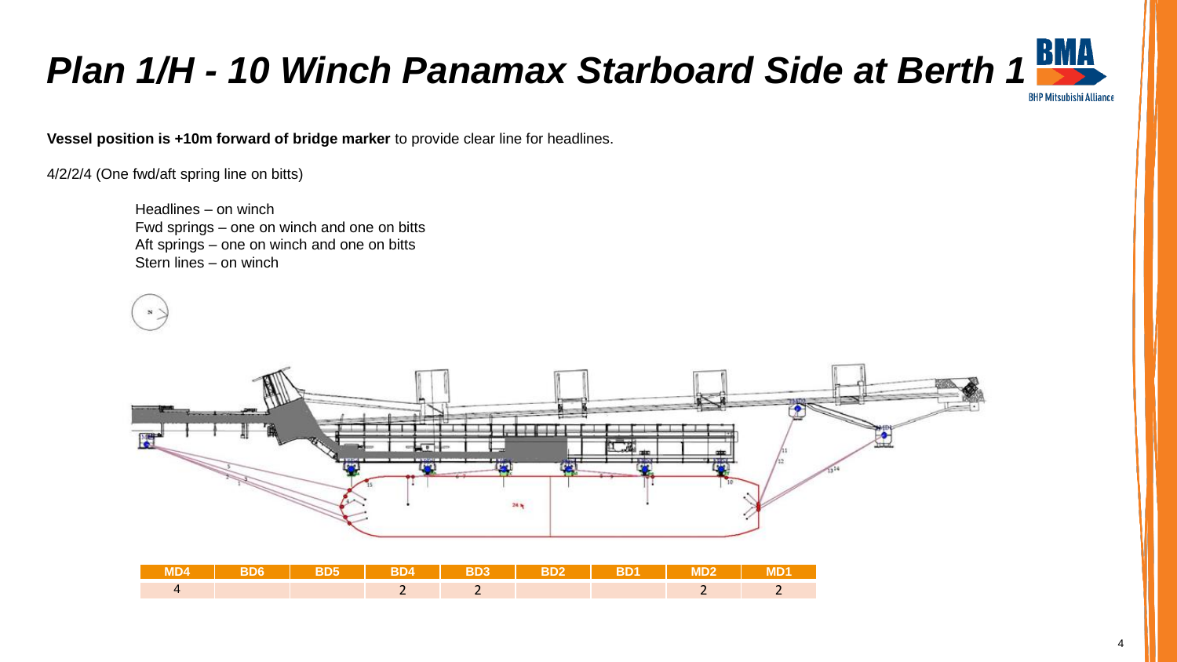# Plan 1/H - 10 Winch Panamax Starboard Side at Berth 1

**Vessel position is +10m forward of bridge marker** to provide clear line for headlines.

4/2/2/4 (One fwd/aft spring line on bitts)

- Headlines – on winch
- Fwd springs – one on winch and one on bitts
- Aft springs – one on winch and one on bitts
- Stern lines – on winch

| MD4 | BD6 | BD5 | BD4 | BD3 | BD2 | BD1 | MD2 | MD1 |
|---|---|---|---|---|---|---|---|---|
| 4 | | | 2 | 2 | | | 2 | 2 |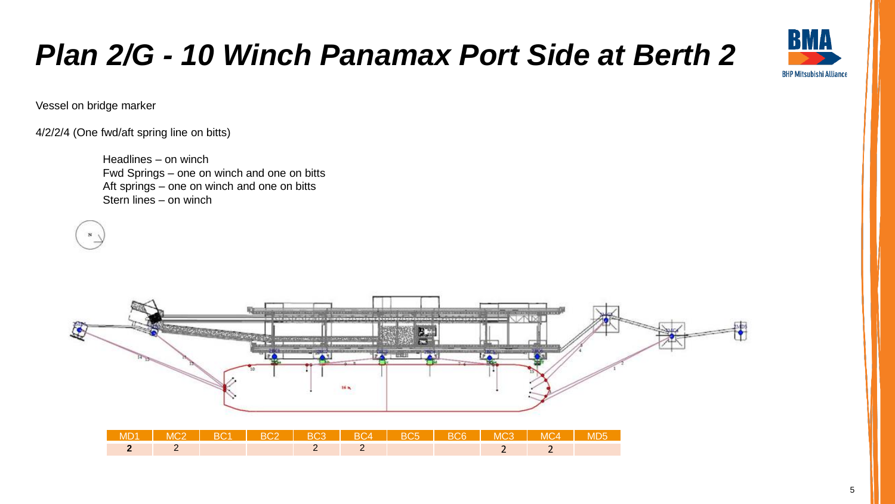# Plan 2/G - 10 Winch Panamax Port Side at Berth 2

Vessel on bridge marker

4/2/2/4 (One fwd/aft spring line on bitts)

- Headlines – on winch
- Fwd Springs – one on winch and one on bitts
- Aft springs – one on winch and one on bitts
- Stern lines – on winch

| MD1 | MC2 | BC1 | BC2 | BC3 | BC4 | BC5 | BC6 | MC3 | MC4 | MD5 |
|---|---|---|---|---|---|---|---|---|---|---|
| **2** | 2 | | | 2 | 2 | | | 2 | 2 | |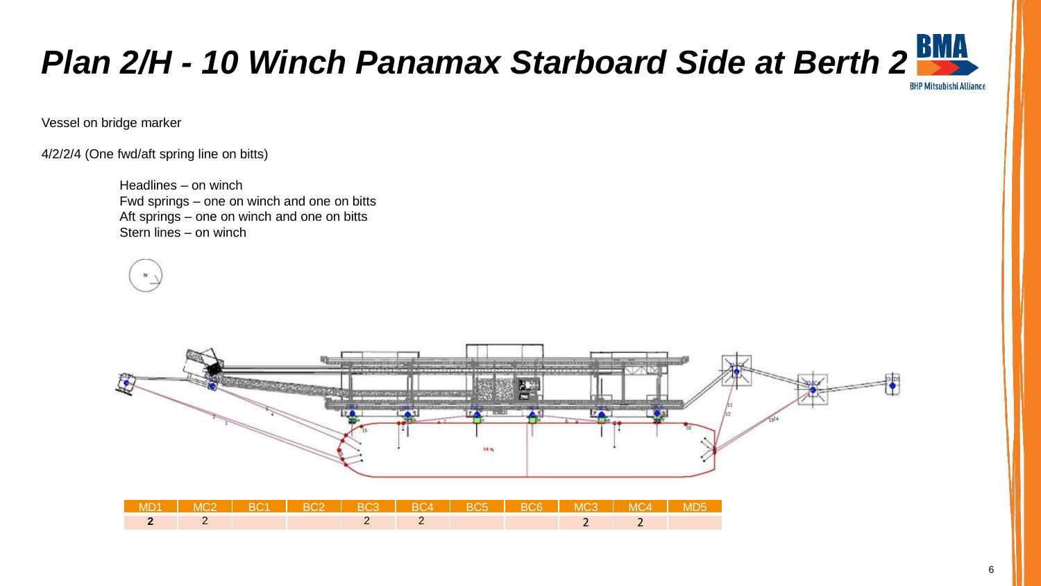# *Plan 2/H - 10 Winch Panamax Starboard Side at Berth 2*

Vessel on bridge marker

4/2/2/4 (One fwd/aft spring line on bitts)

- Headlines – on winch
- Fwd springs – one on winch and one on bitts
- Aft springs – one on winch and one on bitts
- Stern lines – on winch

| MD1 | MC2 | BC1 | BC2 | BC3 | BC4 | BC5 | BC6 | MC3 | MC4 | MD5 |
|---|---|---|---|---|---|---|---|---|---|---|
| **2** | 2 | | | 2 | 2 | | | 2 | 2 | |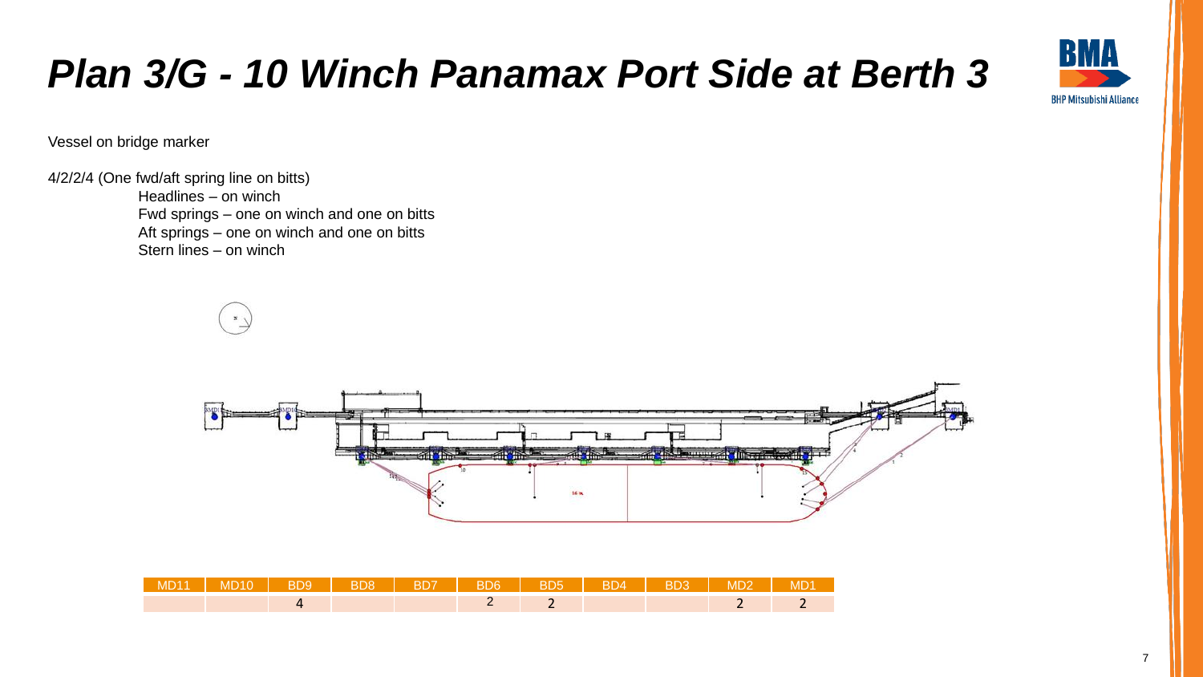# *Plan 3/G - 10 Winch Panamax Port Side at Berth 3*

Vessel on bridge marker

4/2/2/4 (One fwd/aft spring line on bitts)

- Headlines – on winch
- Fwd springs – one on winch and one on bitts
- Aft springs – one on winch and one on bitts
- Stern lines – on winch

| MD11 | MD10 | BD9 | BD8 | BD7 | BD6 | BD5 | BD4 | BD3 | MD2 | MD1 |
|---|---|---|---|---|---|---|---|---|---|---|
| | | 4 | | | 2 | 2 | | | 2 | 2 |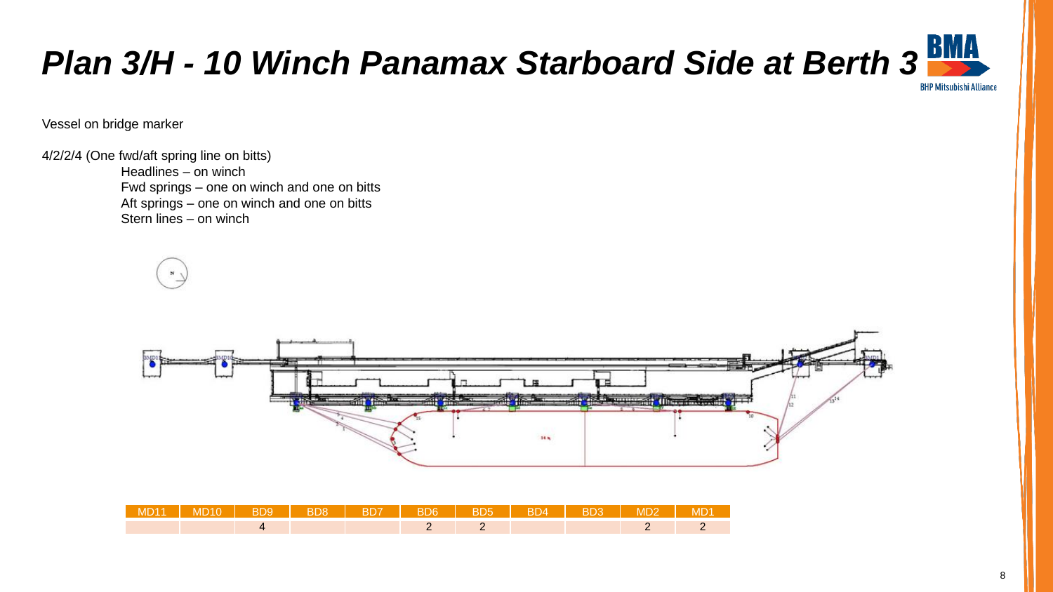# Plan 3/H - 10 Winch Panamax Starboard Side at Berth 3

Vessel on bridge marker

4/2/2/4 (One fwd/aft spring line on bitts)

- Headlines – on winch
- Fwd springs – one on winch and one on bitts
- Aft springs – one on winch and one on bitts
- Stern lines – on winch

| MD11 | MD10 | BD9 | BD8 | BD7 | BD6 | BD5 | BD4 | BD3 | MD2 | MD1 |
|---|---|---|---|---|---|---|---|---|---|---|
| | | 4 | | | 2 | 2 | | | 2 | 2 |